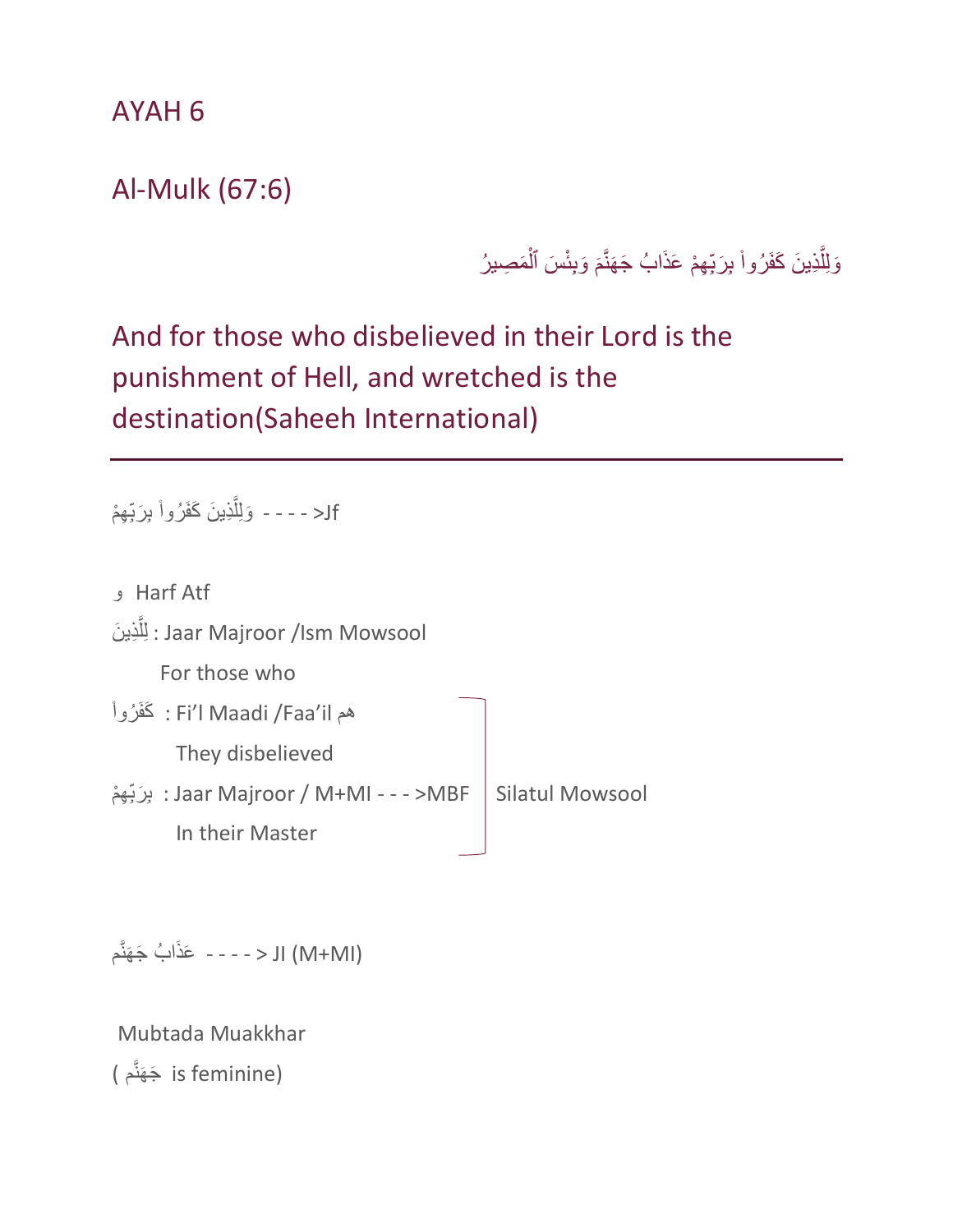# AYAH 6

## Al-Mulk (67:6)

وَلِلَّذِينَ كَفَرُوا۟ بِرَبِّهِمْ عَذَابُ جَهَنَّمَ وَبِئْسَ ٱلْمَصِيرُ

## And for those who disbelieved in their Lord is the punishment of Hell, and wretched is the destination(Saheeh International)

---

وَلِلَّذِينَ كَفَرُوا۟ بِرَبِّهِمْ - - - - >Jf

و Harf Atf

لِلَّذِينَ : Jaar Majroor /Ism Mowsool

For those who

كَفَرُوا۟ : Fi'l Maadi /Faa'il هم

They disbelieved

بِرَبِّهِمْ : Jaar Majroor / M+MI - - - >MBF

In their Master

(كَفَرُوا۟ ... بِرَبِّهِمْ : Silatul Mowsool)

عَذَابُ جَهَنَّم - - - - > JI (M+MI)

Mubtada Muakkhar

( جَهَنَّم is feminine)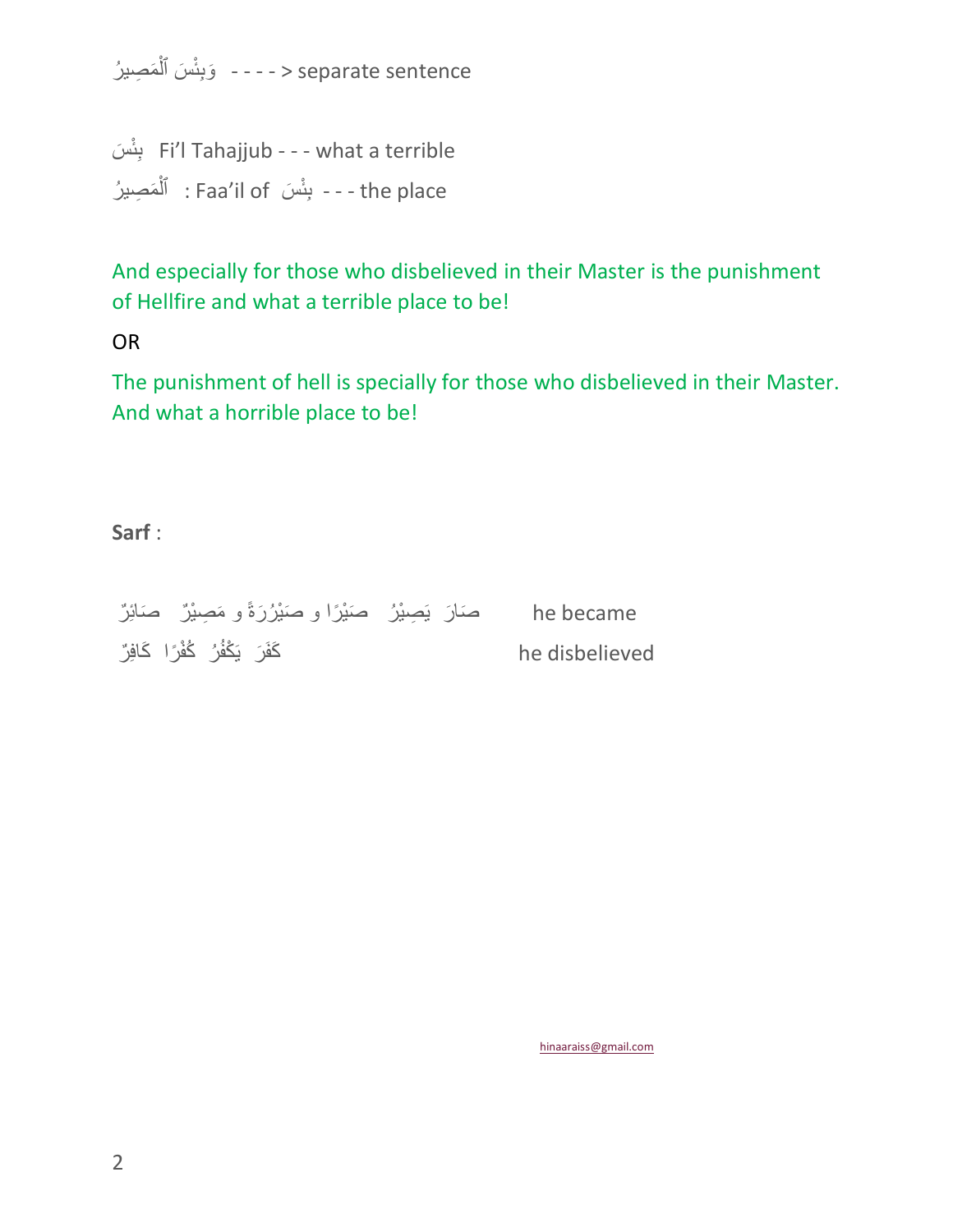وَبِئْسَ ٱلْمَصِيرُ - - - - > separate sentence

بِئْسَ Fi'l Tahajjub - - - what a terrible

ٱلْمَصِيرُ : Faa'il of بِئْسَ - - - the place

And especially for those who disbelieved in their Master is the punishment of Hellfire and what a terrible place to be!

OR

The punishment of hell is specially for those who disbelieved in their Master. And what a horrible place to be!

**Sarf** :

صَارَ يَصِيْرُ صَيْرًا و صَيْرُرَةً و مَصِيْرٌ صَائِرٌ he became

كَفَرَ يَكْفُرُ كُفْرًا كَافِرٌ he disbelieved

hinaaraiss@gmail.com